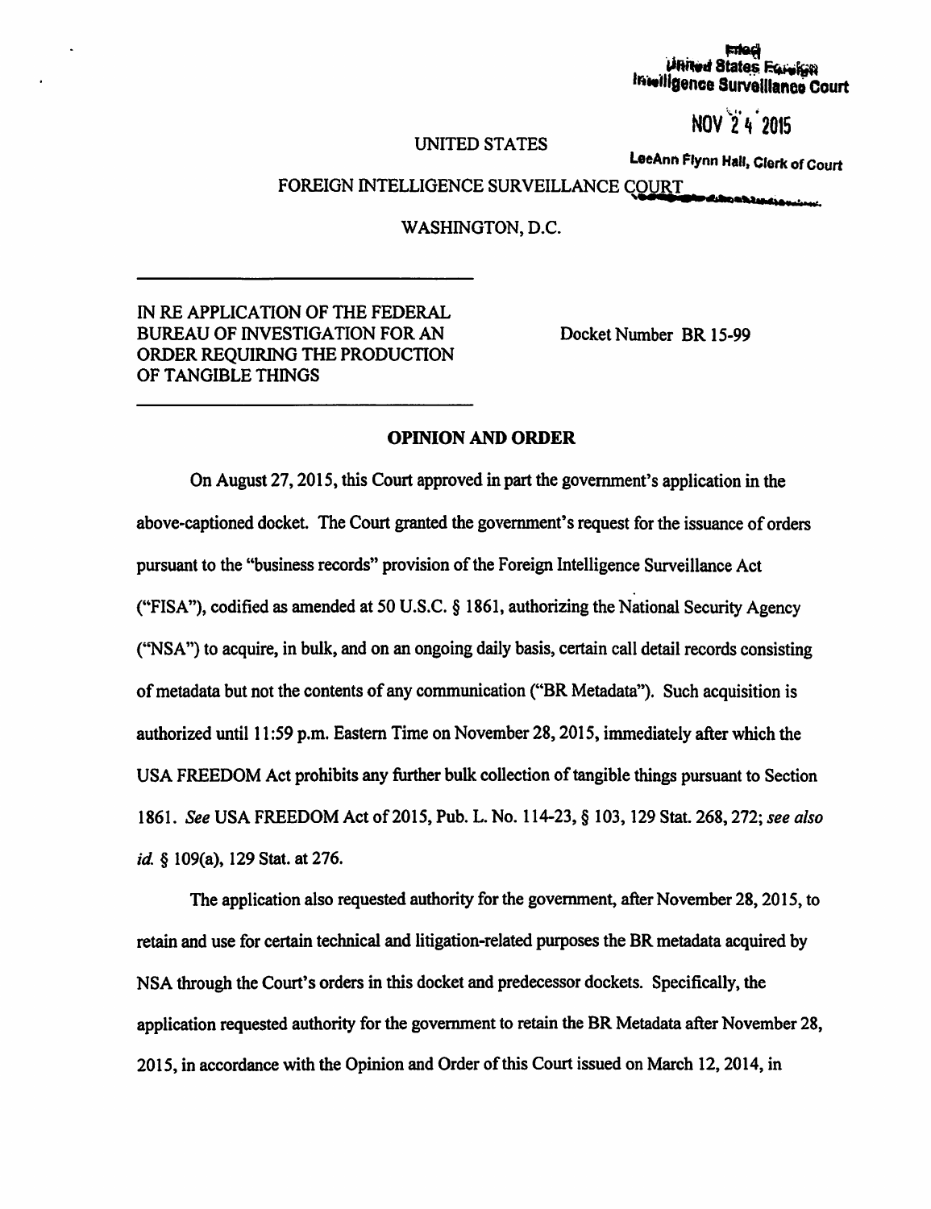Filed
United States Foreign
Intelligence Surveillance Court

NOV 24 2015

LeeAnn Flynn Hall, Clerk of Court

UNITED STATES

FOREIGN INTELLIGENCE SURVEILLANCE COURT

WASHINGTON, D.C.

---

IN RE APPLICATION OF THE FEDERAL BUREAU OF INVESTIGATION FOR AN ORDER REQUIRING THE PRODUCTION OF TANGIBLE THINGS

Docket Number BR 15-99

---

**OPINION AND ORDER**

On August 27, 2015, this Court approved in part the government's application in the above-captioned docket. The Court granted the government's request for the issuance of orders pursuant to the "business records" provision of the Foreign Intelligence Surveillance Act ("FISA"), codified as amended at 50 U.S.C. § 1861, authorizing the National Security Agency ("NSA") to acquire, in bulk, and on an ongoing daily basis, certain call detail records consisting of metadata but not the contents of any communication ("BR Metadata"). Such acquisition is authorized until 11:59 p.m. Eastern Time on November 28, 2015, immediately after which the USA FREEDOM Act prohibits any further bulk collection of tangible things pursuant to Section 1861. *See* USA FREEDOM Act of 2015, Pub. L. No. 114-23, § 103, 129 Stat. 268, 272; *see also id.* § 109(a), 129 Stat. at 276.

The application also requested authority for the government, after November 28, 2015, to retain and use for certain technical and litigation-related purposes the BR metadata acquired by NSA through the Court's orders in this docket and predecessor dockets. Specifically, the application requested authority for the government to retain the BR Metadata after November 28, 2015, in accordance with the Opinion and Order of this Court issued on March 12, 2014, in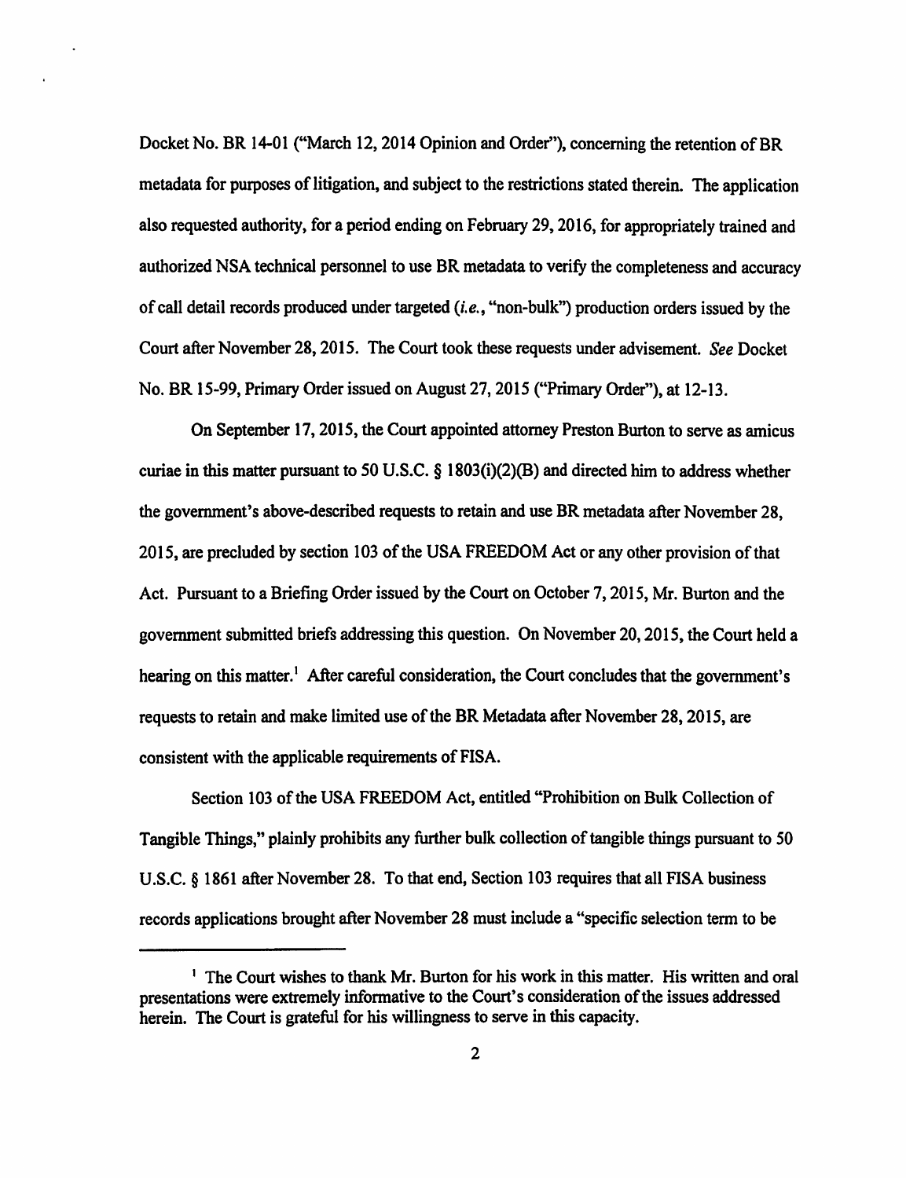Docket No. BR 14-01 ("March 12, 2014 Opinion and Order"), concerning the retention of BR metadata for purposes of litigation, and subject to the restrictions stated therein. The application also requested authority, for a period ending on February 29, 2016, for appropriately trained and authorized NSA technical personnel to use BR metadata to verify the completeness and accuracy of call detail records produced under targeted (*i.e.*, "non-bulk") production orders issued by the Court after November 28, 2015. The Court took these requests under advisement. *See* Docket No. BR 15-99, Primary Order issued on August 27, 2015 ("Primary Order"), at 12-13.

On September 17, 2015, the Court appointed attorney Preston Burton to serve as amicus curiae in this matter pursuant to 50 U.S.C. § 1803(i)(2)(B) and directed him to address whether the government's above-described requests to retain and use BR metadata after November 28, 2015, are precluded by section 103 of the USA FREEDOM Act or any other provision of that Act. Pursuant to a Briefing Order issued by the Court on October 7, 2015, Mr. Burton and the government submitted briefs addressing this question. On November 20, 2015, the Court held a hearing on this matter.[1] After careful consideration, the Court concludes that the government's requests to retain and make limited use of the BR Metadata after November 28, 2015, are consistent with the applicable requirements of FISA.

Section 103 of the USA FREEDOM Act, entitled "Prohibition on Bulk Collection of Tangible Things," plainly prohibits any further bulk collection of tangible things pursuant to 50 U.S.C. § 1861 after November 28. To that end, Section 103 requires that all FISA business records applications brought after November 28 must include a "specific selection term to be

---

[1] The Court wishes to thank Mr. Burton for his work in this matter. His written and oral presentations were extremely informative to the Court's consideration of the issues addressed herein. The Court is grateful for his willingness to serve in this capacity.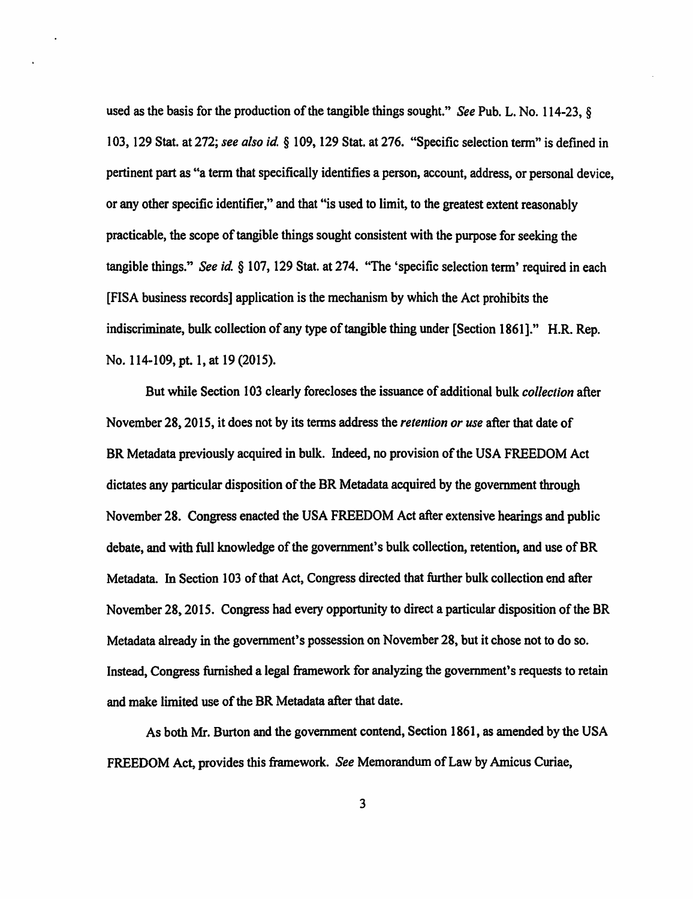used as the basis for the production of the tangible things sought." *See* Pub. L. No. 114-23, § 103, 129 Stat. at 272; *see also id.* § 109, 129 Stat. at 276. "Specific selection term" is defined in pertinent part as "a term that specifically identifies a person, account, address, or personal device, or any other specific identifier," and that "is used to limit, to the greatest extent reasonably practicable, the scope of tangible things sought consistent with the purpose for seeking the tangible things." *See id.* § 107, 129 Stat. at 274. "The 'specific selection term' required in each [FISA business records] application is the mechanism by which the Act prohibits the indiscriminate, bulk collection of any type of tangible thing under [Section 1861]." H.R. Rep. No. 114-109, pt. 1, at 19 (2015).

But while Section 103 clearly forecloses the issuance of additional bulk *collection* after November 28, 2015, it does not by its terms address the *retention or use* after that date of BR Metadata previously acquired in bulk. Indeed, no provision of the USA FREEDOM Act dictates any particular disposition of the BR Metadata acquired by the government through November 28. Congress enacted the USA FREEDOM Act after extensive hearings and public debate, and with full knowledge of the government's bulk collection, retention, and use of BR Metadata. In Section 103 of that Act, Congress directed that further bulk collection end after November 28, 2015. Congress had every opportunity to direct a particular disposition of the BR Metadata already in the government's possession on November 28, but it chose not to do so. Instead, Congress furnished a legal framework for analyzing the government's requests to retain and make limited use of the BR Metadata after that date.

As both Mr. Burton and the government contend, Section 1861, as amended by the USA FREEDOM Act, provides this framework. *See* Memorandum of Law by Amicus Curiae,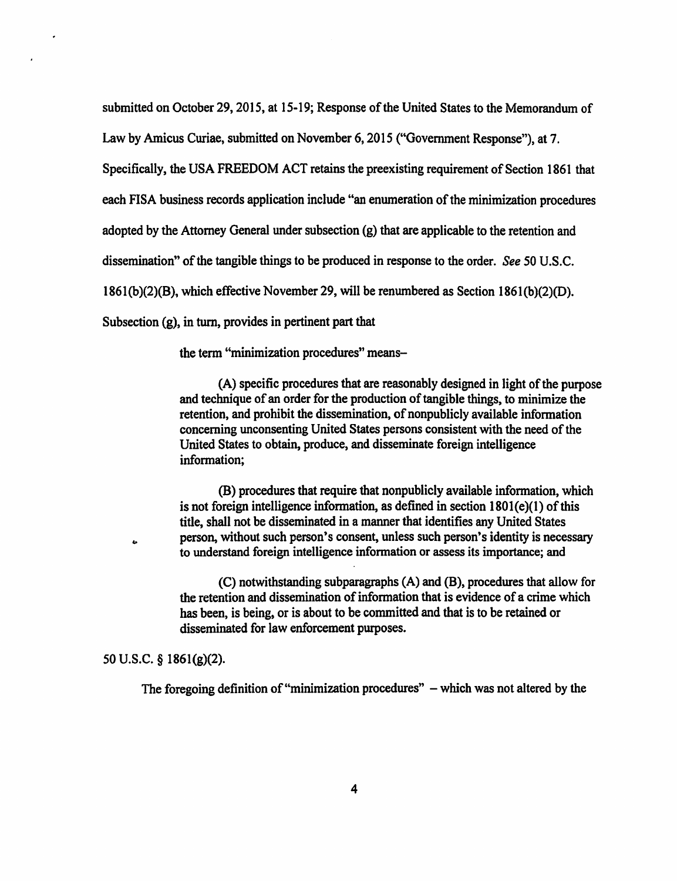submitted on October 29, 2015, at 15-19; Response of the United States to the Memorandum of Law by Amicus Curiae, submitted on November 6, 2015 ("Government Response"), at 7. Specifically, the USA FREEDOM ACT retains the preexisting requirement of Section 1861 that each FISA business records application include "an enumeration of the minimization procedures adopted by the Attorney General under subsection (g) that are applicable to the retention and dissemination" of the tangible things to be produced in response to the order. *See* 50 U.S.C. 1861(b)(2)(B), which effective November 29, will be renumbered as Section 1861(b)(2)(D). Subsection (g), in turn, provides in pertinent part that

> the term "minimization procedures" means–
>
> (A) specific procedures that are reasonably designed in light of the purpose and technique of an order for the production of tangible things, to minimize the retention, and prohibit the dissemination, of nonpublicly available information concerning unconsenting United States persons consistent with the need of the United States to obtain, produce, and disseminate foreign intelligence information;
>
> (B) procedures that require that nonpublicly available information, which is not foreign intelligence information, as defined in section 1801(e)(1) of this title, shall not be disseminated in a manner that identifies any United States person, without such person's consent, unless such person's identity is necessary to understand foreign intelligence information or assess its importance; and
>
> (C) notwithstanding subparagraphs (A) and (B), procedures that allow for the retention and dissemination of information that is evidence of a crime which has been, is being, or is about to be committed and that is to be retained or disseminated for law enforcement purposes.

50 U.S.C. § 1861(g)(2).

The foregoing definition of "minimization procedures" – which was not altered by the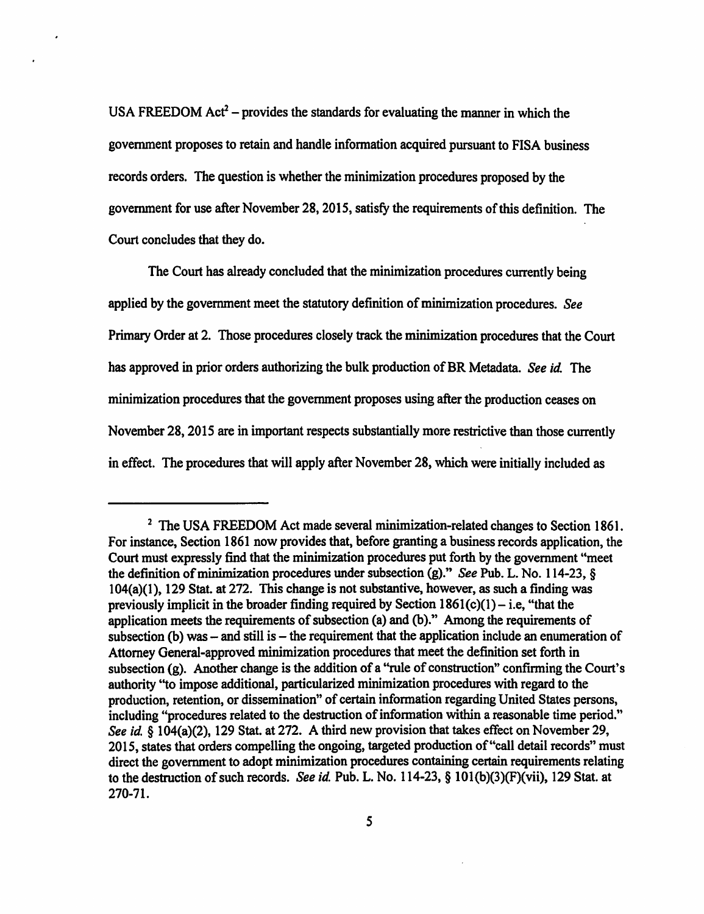USA FREEDOM Act[2] – provides the standards for evaluating the manner in which the government proposes to retain and handle information acquired pursuant to FISA business records orders. The question is whether the minimization procedures proposed by the government for use after November 28, 2015, satisfy the requirements of this definition. The Court concludes that they do.

The Court has already concluded that the minimization procedures currently being applied by the government meet the statutory definition of minimization procedures. *See* Primary Order at 2. Those procedures closely track the minimization procedures that the Court has approved in prior orders authorizing the bulk production of BR Metadata. *See id.* The minimization procedures that the government proposes using after the production ceases on November 28, 2015 are in important respects substantially more restrictive than those currently in effect. The procedures that will apply after November 28, which were initially included as

---

[2] The USA FREEDOM Act made several minimization-related changes to Section 1861. For instance, Section 1861 now provides that, before granting a business records application, the Court must expressly find that the minimization procedures put forth by the government "meet the definition of minimization procedures under subsection (g)." *See* Pub. L. No. 114-23, § 104(a)(1), 129 Stat. at 272. This change is not substantive, however, as such a finding was previously implicit in the broader finding required by Section 1861(c)(1) – i.e, "that the application meets the requirements of subsection (a) and (b)." Among the requirements of subsection (b) was – and still is – the requirement that the application include an enumeration of Attorney General-approved minimization procedures that meet the definition set forth in subsection (g). Another change is the addition of a "rule of construction" confirming the Court's authority "to impose additional, particularized minimization procedures with regard to the production, retention, or dissemination" of certain information regarding United States persons, including "procedures related to the destruction of information within a reasonable time period." *See id.* § 104(a)(2), 129 Stat. at 272. A third new provision that takes effect on November 29, 2015, states that orders compelling the ongoing, targeted production of "call detail records" must direct the government to adopt minimization procedures containing certain requirements relating to the destruction of such records. *See id.* Pub. L. No. 114-23, § 101(b)(3)(F)(vii), 129 Stat. at 270-71.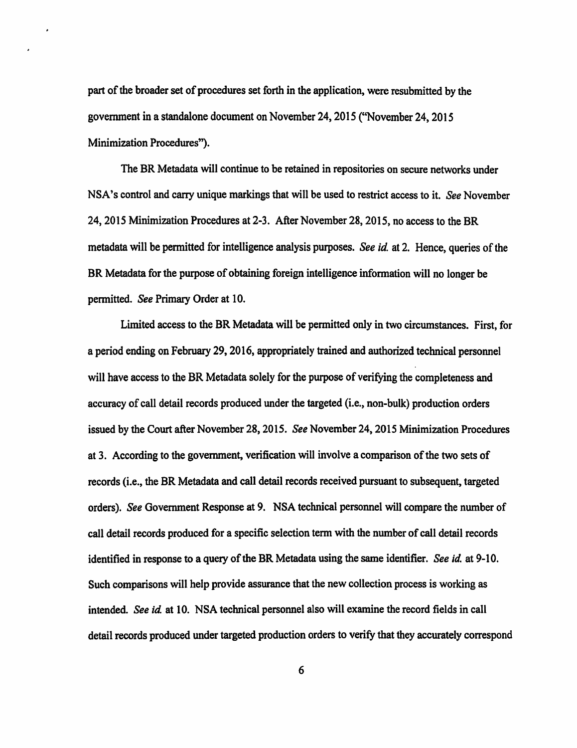part of the broader set of procedures set forth in the application, were resubmitted by the government in a standalone document on November 24, 2015 ("November 24, 2015 Minimization Procedures").

The BR Metadata will continue to be retained in repositories on secure networks under NSA's control and carry unique markings that will be used to restrict access to it. *See* November 24, 2015 Minimization Procedures at 2-3. After November 28, 2015, no access to the BR metadata will be permitted for intelligence analysis purposes. *See id.* at 2. Hence, queries of the BR Metadata for the purpose of obtaining foreign intelligence information will no longer be permitted. *See* Primary Order at 10.

Limited access to the BR Metadata will be permitted only in two circumstances. First, for a period ending on February 29, 2016, appropriately trained and authorized technical personnel will have access to the BR Metadata solely for the purpose of verifying the completeness and accuracy of call detail records produced under the targeted (i.e., non-bulk) production orders issued by the Court after November 28, 2015. *See* November 24, 2015 Minimization Procedures at 3. According to the government, verification will involve a comparison of the two sets of records (i.e., the BR Metadata and call detail records received pursuant to subsequent, targeted orders). *See* Government Response at 9. NSA technical personnel will compare the number of call detail records produced for a specific selection term with the number of call detail records identified in response to a query of the BR Metadata using the same identifier. *See id.* at 9-10. Such comparisons will help provide assurance that the new collection process is working as intended. *See id.* at 10. NSA technical personnel also will examine the record fields in call detail records produced under targeted production orders to verify that they accurately correspond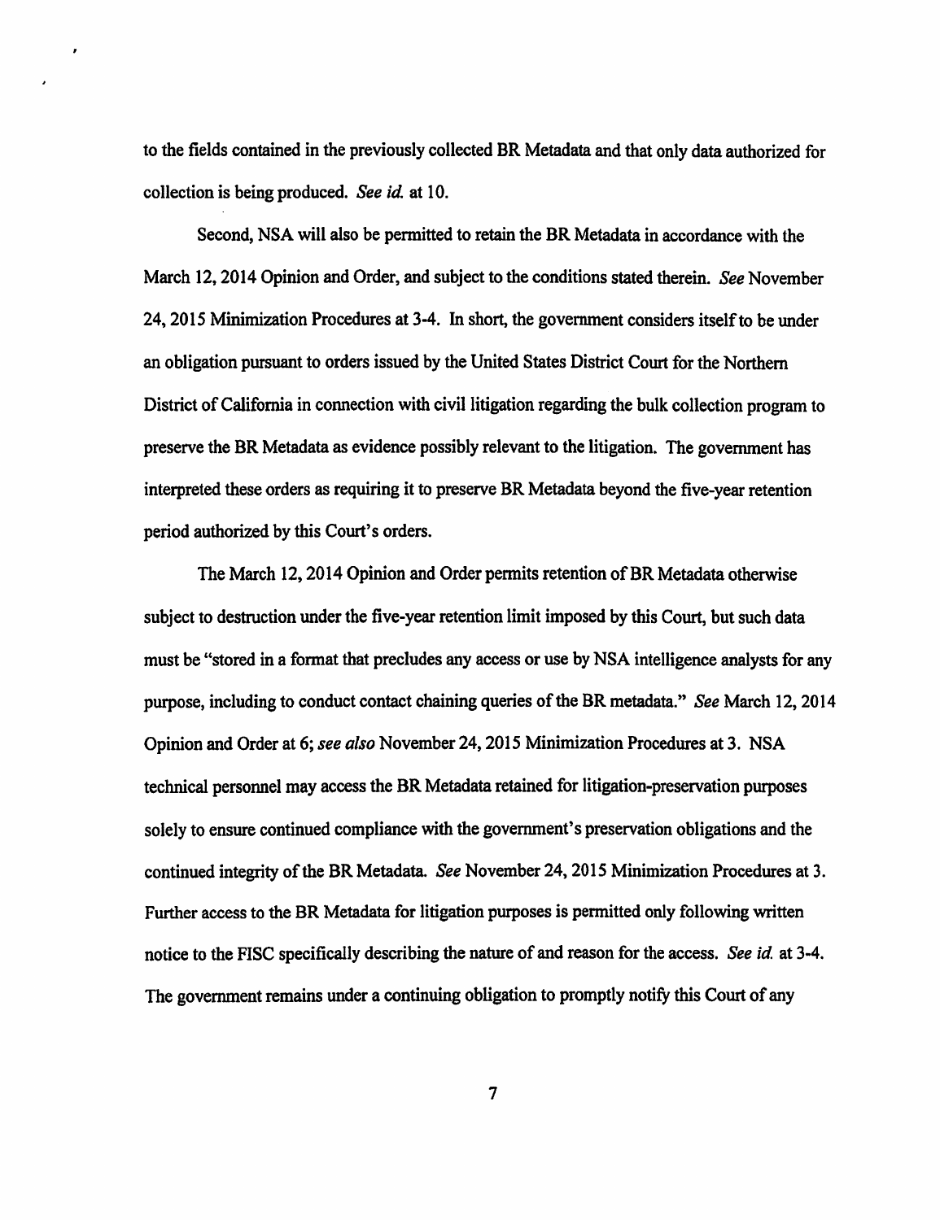to the fields contained in the previously collected BR Metadata and that only data authorized for collection is being produced. *See id.* at 10.

Second, NSA will also be permitted to retain the BR Metadata in accordance with the March 12, 2014 Opinion and Order, and subject to the conditions stated therein. *See* November 24, 2015 Minimization Procedures at 3-4. In short, the government considers itself to be under an obligation pursuant to orders issued by the United States District Court for the Northern District of California in connection with civil litigation regarding the bulk collection program to preserve the BR Metadata as evidence possibly relevant to the litigation. The government has interpreted these orders as requiring it to preserve BR Metadata beyond the five-year retention period authorized by this Court's orders.

The March 12, 2014 Opinion and Order permits retention of BR Metadata otherwise subject to destruction under the five-year retention limit imposed by this Court, but such data must be "stored in a format that precludes any access or use by NSA intelligence analysts for any purpose, including to conduct contact chaining queries of the BR metadata." *See* March 12, 2014 Opinion and Order at 6; *see also* November 24, 2015 Minimization Procedures at 3. NSA technical personnel may access the BR Metadata retained for litigation-preservation purposes solely to ensure continued compliance with the government's preservation obligations and the continued integrity of the BR Metadata. *See* November 24, 2015 Minimization Procedures at 3. Further access to the BR Metadata for litigation purposes is permitted only following written notice to the FISC specifically describing the nature of and reason for the access. *See id.* at 3-4. The government remains under a continuing obligation to promptly notify this Court of any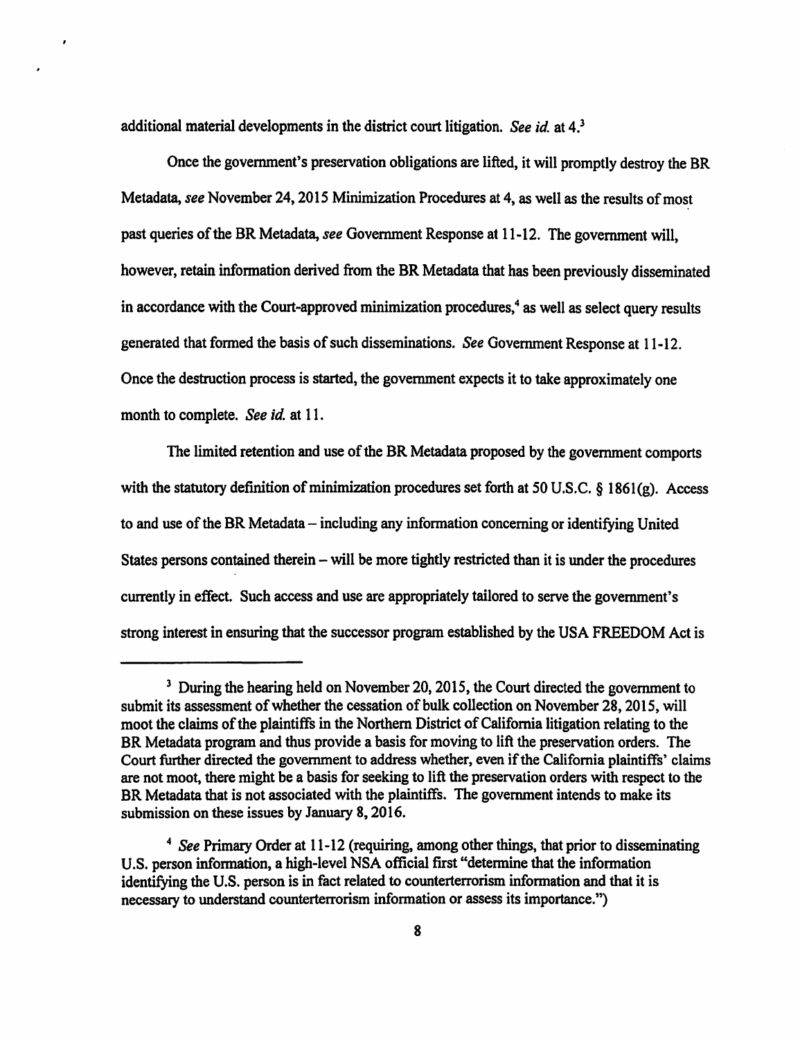additional material developments in the district court litigation. *See id.* at 4.[3]

Once the government's preservation obligations are lifted, it will promptly destroy the BR Metadata, *see* November 24, 2015 Minimization Procedures at 4, as well as the results of most past queries of the BR Metadata, *see* Government Response at 11-12. The government will, however, retain information derived from the BR Metadata that has been previously disseminated in accordance with the Court-approved minimization procedures,[4] as well as select query results generated that formed the basis of such disseminations. *See* Government Response at 11-12. Once the destruction process is started, the government expects it to take approximately one month to complete. *See id.* at 11.

The limited retention and use of the BR Metadata proposed by the government comports with the statutory definition of minimization procedures set forth at 50 U.S.C. § 1861(g). Access to and use of the BR Metadata – including any information concerning or identifying United States persons contained therein – will be more tightly restricted than it is under the procedures currently in effect. Such access and use are appropriately tailored to serve the government's strong interest in ensuring that the successor program established by the USA FREEDOM Act is

---

[3] During the hearing held on November 20, 2015, the Court directed the government to submit its assessment of whether the cessation of bulk collection on November 28, 2015, will moot the claims of the plaintiffs in the Northern District of California litigation relating to the BR Metadata program and thus provide a basis for moving to lift the preservation orders. The Court further directed the government to address whether, even if the California plaintiffs' claims are not moot, there might be a basis for seeking to lift the preservation orders with respect to the BR Metadata that is not associated with the plaintiffs. The government intends to make its submission on these issues by January 8, 2016.

[4] *See* Primary Order at 11-12 (requiring, among other things, that prior to disseminating U.S. person information, a high-level NSA official first "determine that the information identifying the U.S. person is in fact related to counterterrorism information and that it is necessary to understand counterterrorism information or assess its importance.")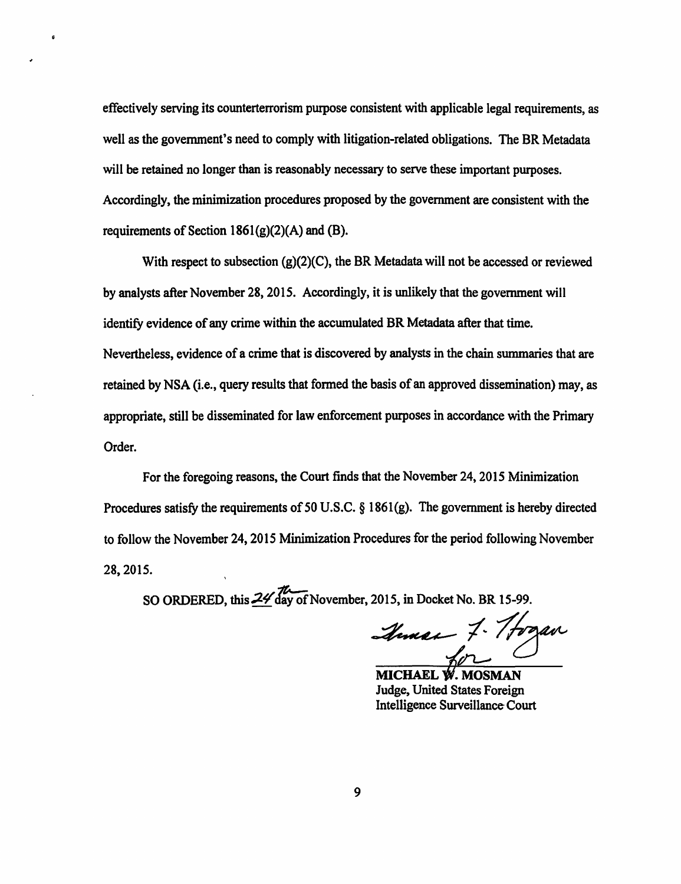effectively serving its counterterrorism purpose consistent with applicable legal requirements, as well as the government's need to comply with litigation-related obligations. The BR Metadata will be retained no longer than is reasonably necessary to serve these important purposes. Accordingly, the minimization procedures proposed by the government are consistent with the requirements of Section 1861(g)(2)(A) and (B).

With respect to subsection (g)(2)(C), the BR Metadata will not be accessed or reviewed by analysts after November 28, 2015. Accordingly, it is unlikely that the government will identify evidence of any crime within the accumulated BR Metadata after that time. Nevertheless, evidence of a crime that is discovered by analysts in the chain summaries that are retained by NSA (i.e., query results that formed the basis of an approved dissemination) may, as appropriate, still be disseminated for law enforcement purposes in accordance with the Primary Order.

For the foregoing reasons, the Court finds that the November 24, 2015 Minimization Procedures satisfy the requirements of 50 U.S.C. § 1861(g). The government is hereby directed to follow the November 24, 2015 Minimization Procedures for the period following November 28, 2015.

SO ORDERED, this 24th day of November, 2015, in Docket No. BR 15-99.

Thomas F. Hogan for

**MICHAEL W. MOSMAN**
Judge, United States Foreign
Intelligence Surveillance Court